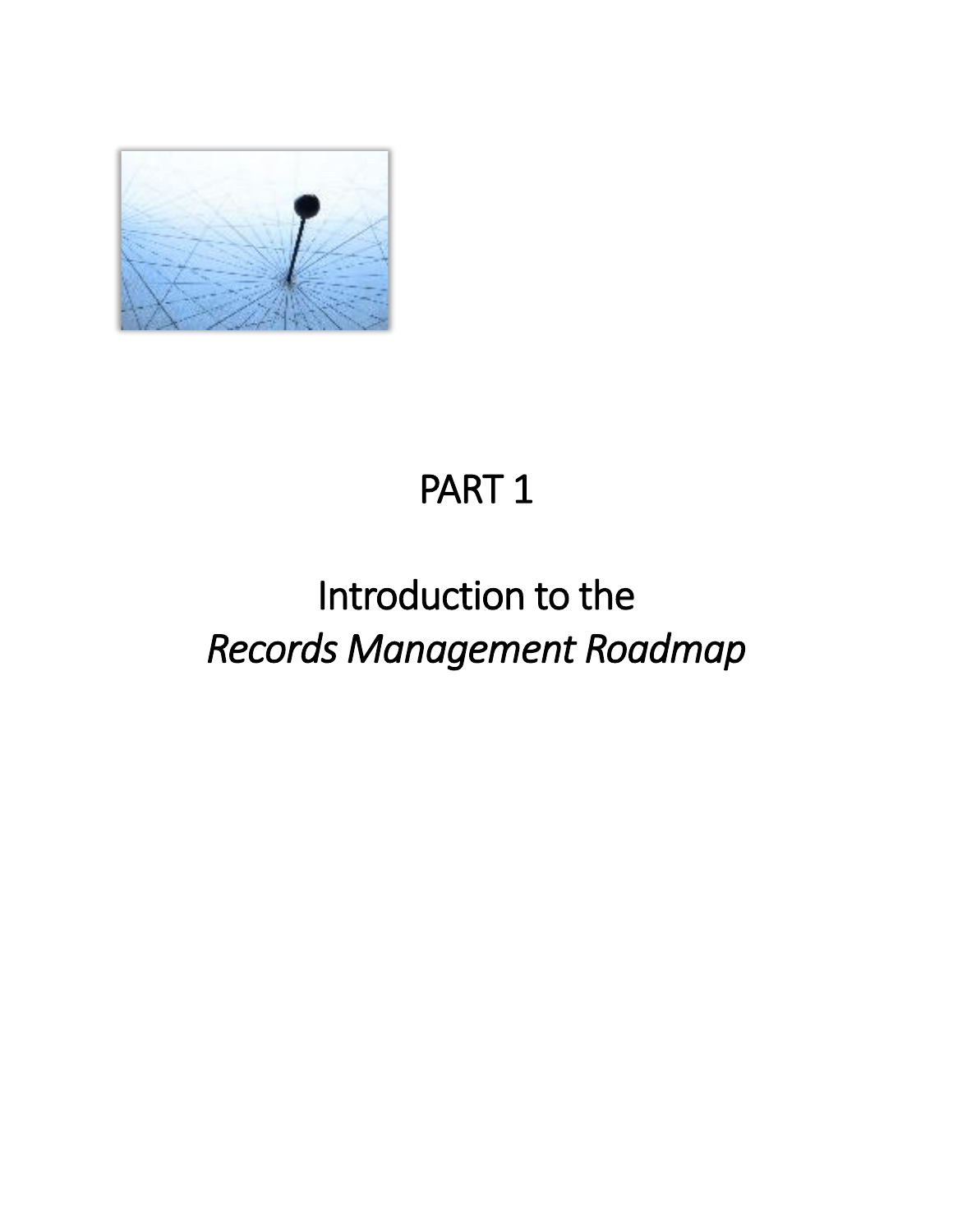# PART 1

# Introduction to the *Records Management Roadmap*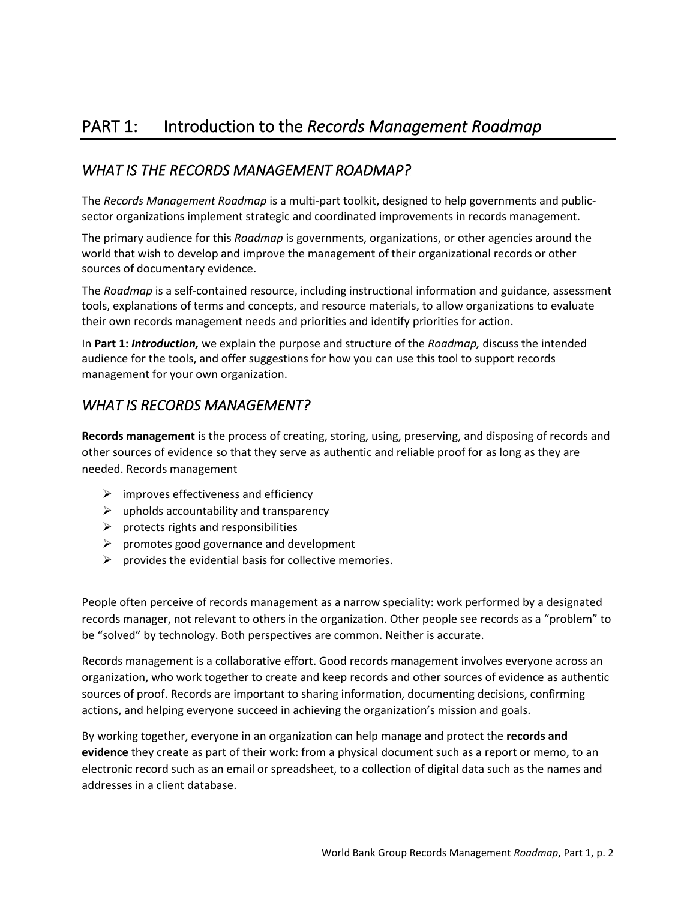# PART 1: Introduction to the *Records Management Roadmap*

## *WHAT IS THE RECORDS MANAGEMENT ROADMAP?*

The *Records Management Roadmap* is a multi-part toolkit, designed to help governments and public-sector organizations implement strategic and coordinated improvements in records management.

The primary audience for this *Roadmap* is governments, organizations, or other agencies around the world that wish to develop and improve the management of their organizational records or other sources of documentary evidence.

The *Roadmap* is a self-contained resource, including instructional information and guidance, assessment tools, explanations of terms and concepts, and resource materials, to allow organizations to evaluate their own records management needs and priorities and identify priorities for action.

In **Part 1: *Introduction,*** we explain the purpose and structure of the *Roadmap,* discuss the intended audience for the tools, and offer suggestions for how you can use this tool to support records management for your own organization.

## *WHAT IS RECORDS MANAGEMENT?*

**Records management** is the process of creating, storing, using, preserving, and disposing of records and other sources of evidence so that they serve as authentic and reliable proof for as long as they are needed. Records management

- improves effectiveness and efficiency
- upholds accountability and transparency
- protects rights and responsibilities
- promotes good governance and development
- provides the evidential basis for collective memories.

People often perceive of records management as a narrow speciality: work performed by a designated records manager, not relevant to others in the organization. Other people see records as a "problem" to be "solved" by technology. Both perspectives are common. Neither is accurate.

Records management is a collaborative effort. Good records management involves everyone across an organization, who work together to create and keep records and other sources of evidence as authentic sources of proof. Records are important to sharing information, documenting decisions, confirming actions, and helping everyone succeed in achieving the organization's mission and goals.

By working together, everyone in an organization can help manage and protect the **records and evidence** they create as part of their work: from a physical document such as a report or memo, to an electronic record such as an email or spreadsheet, to a collection of digital data such as the names and addresses in a client database.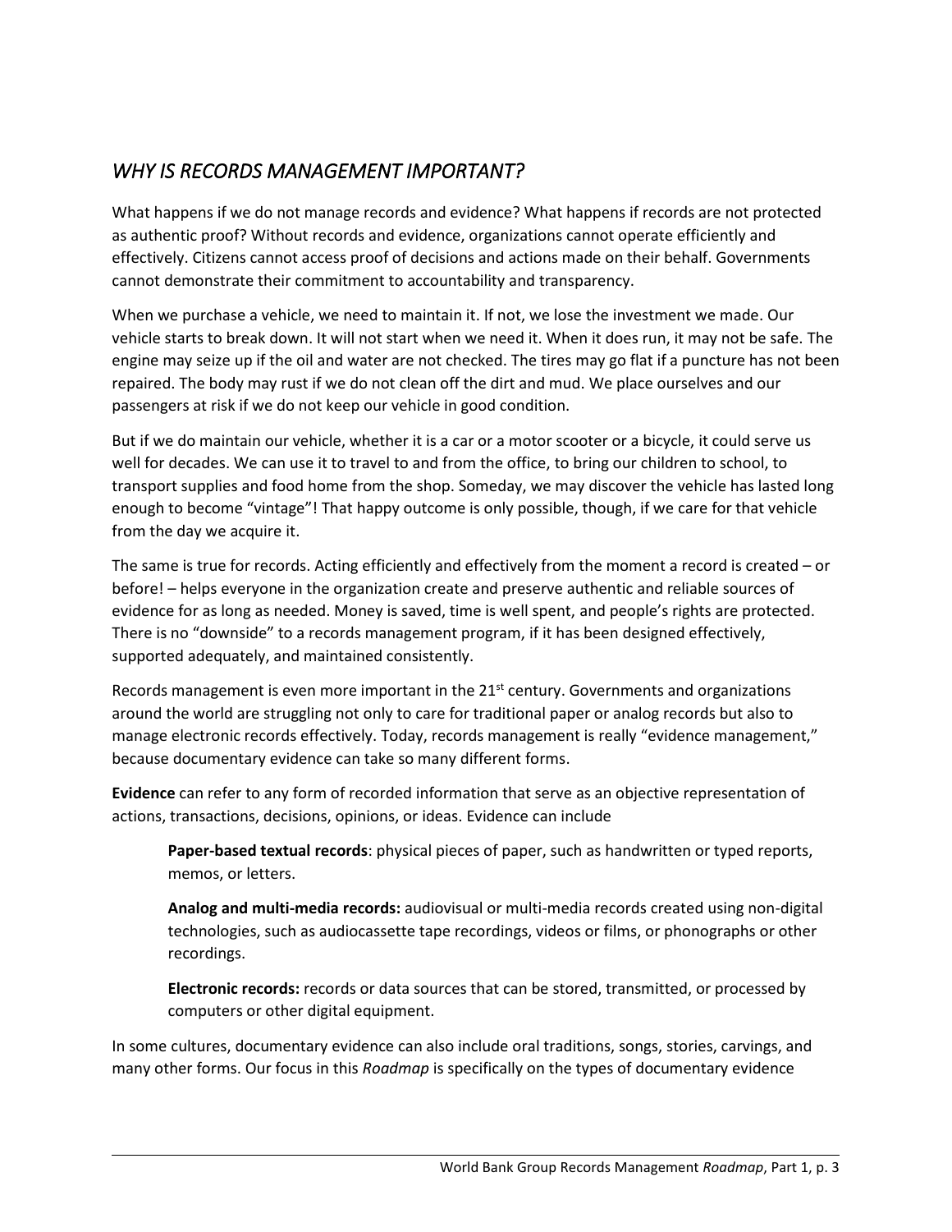## *WHY IS RECORDS MANAGEMENT IMPORTANT?*

What happens if we do not manage records and evidence? What happens if records are not protected as authentic proof? Without records and evidence, organizations cannot operate efficiently and effectively. Citizens cannot access proof of decisions and actions made on their behalf. Governments cannot demonstrate their commitment to accountability and transparency.

When we purchase a vehicle, we need to maintain it. If not, we lose the investment we made. Our vehicle starts to break down. It will not start when we need it. When it does run, it may not be safe. The engine may seize up if the oil and water are not checked. The tires may go flat if a puncture has not been repaired. The body may rust if we do not clean off the dirt and mud. We place ourselves and our passengers at risk if we do not keep our vehicle in good condition.

But if we do maintain our vehicle, whether it is a car or a motor scooter or a bicycle, it could serve us well for decades. We can use it to travel to and from the office, to bring our children to school, to transport supplies and food home from the shop. Someday, we may discover the vehicle has lasted long enough to become "vintage"! That happy outcome is only possible, though, if we care for that vehicle from the day we acquire it.

The same is true for records. Acting efficiently and effectively from the moment a record is created – or before! – helps everyone in the organization create and preserve authentic and reliable sources of evidence for as long as needed. Money is saved, time is well spent, and people's rights are protected. There is no "downside" to a records management program, if it has been designed effectively, supported adequately, and maintained consistently.

Records management is even more important in the 21st century. Governments and organizations around the world are struggling not only to care for traditional paper or analog records but also to manage electronic records effectively. Today, records management is really "evidence management," because documentary evidence can take so many different forms.

**Evidence** can refer to any form of recorded information that serve as an objective representation of actions, transactions, decisions, opinions, or ideas. Evidence can include

> **Paper-based textual records**: physical pieces of paper, such as handwritten or typed reports, memos, or letters.
>
> **Analog and multi-media records:** audiovisual or multi-media records created using non-digital technologies, such as audiocassette tape recordings, videos or films, or phonographs or other recordings.
>
> **Electronic records:** records or data sources that can be stored, transmitted, or processed by computers or other digital equipment.

In some cultures, documentary evidence can also include oral traditions, songs, stories, carvings, and many other forms. Our focus in this *Roadmap* is specifically on the types of documentary evidence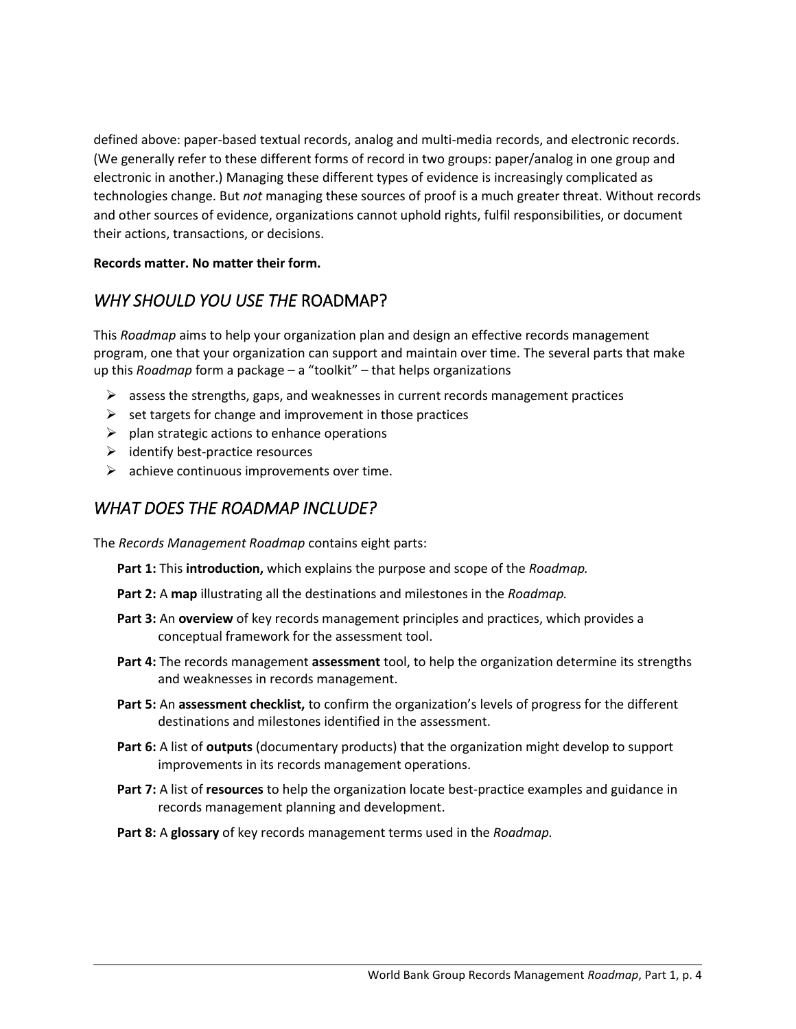defined above: paper-based textual records, analog and multi-media records, and electronic records. (We generally refer to these different forms of record in two groups: paper/analog in one group and electronic in another.) Managing these different types of evidence is increasingly complicated as technologies change. But *not* managing these sources of proof is a much greater threat. Without records and other sources of evidence, organizations cannot uphold rights, fulfil responsibilities, or document their actions, transactions, or decisions.

**Records matter. No matter their form.**

## *WHY SHOULD YOU USE THE* ROADMAP?

This *Roadmap* aims to help your organization plan and design an effective records management program, one that your organization can support and maintain over time. The several parts that make up this *Roadmap* form a package – a "toolkit" – that helps organizations

- assess the strengths, gaps, and weaknesses in current records management practices
- set targets for change and improvement in those practices
- plan strategic actions to enhance operations
- identify best-practice resources
- achieve continuous improvements over time.

## *WHAT DOES THE ROADMAP INCLUDE?*

The *Records Management Roadmap* contains eight parts:

**Part 1:** This **introduction,** which explains the purpose and scope of the *Roadmap.*

**Part 2:** A **map** illustrating all the destinations and milestones in the *Roadmap.*

**Part 3:** An **overview** of key records management principles and practices, which provides a conceptual framework for the assessment tool.

**Part 4:** The records management **assessment** tool, to help the organization determine its strengths and weaknesses in records management.

**Part 5:** An **assessment checklist,** to confirm the organization's levels of progress for the different destinations and milestones identified in the assessment.

**Part 6:** A list of **outputs** (documentary products) that the organization might develop to support improvements in its records management operations.

**Part 7:** A list of **resources** to help the organization locate best-practice examples and guidance in records management planning and development.

**Part 8:** A **glossary** of key records management terms used in the *Roadmap.*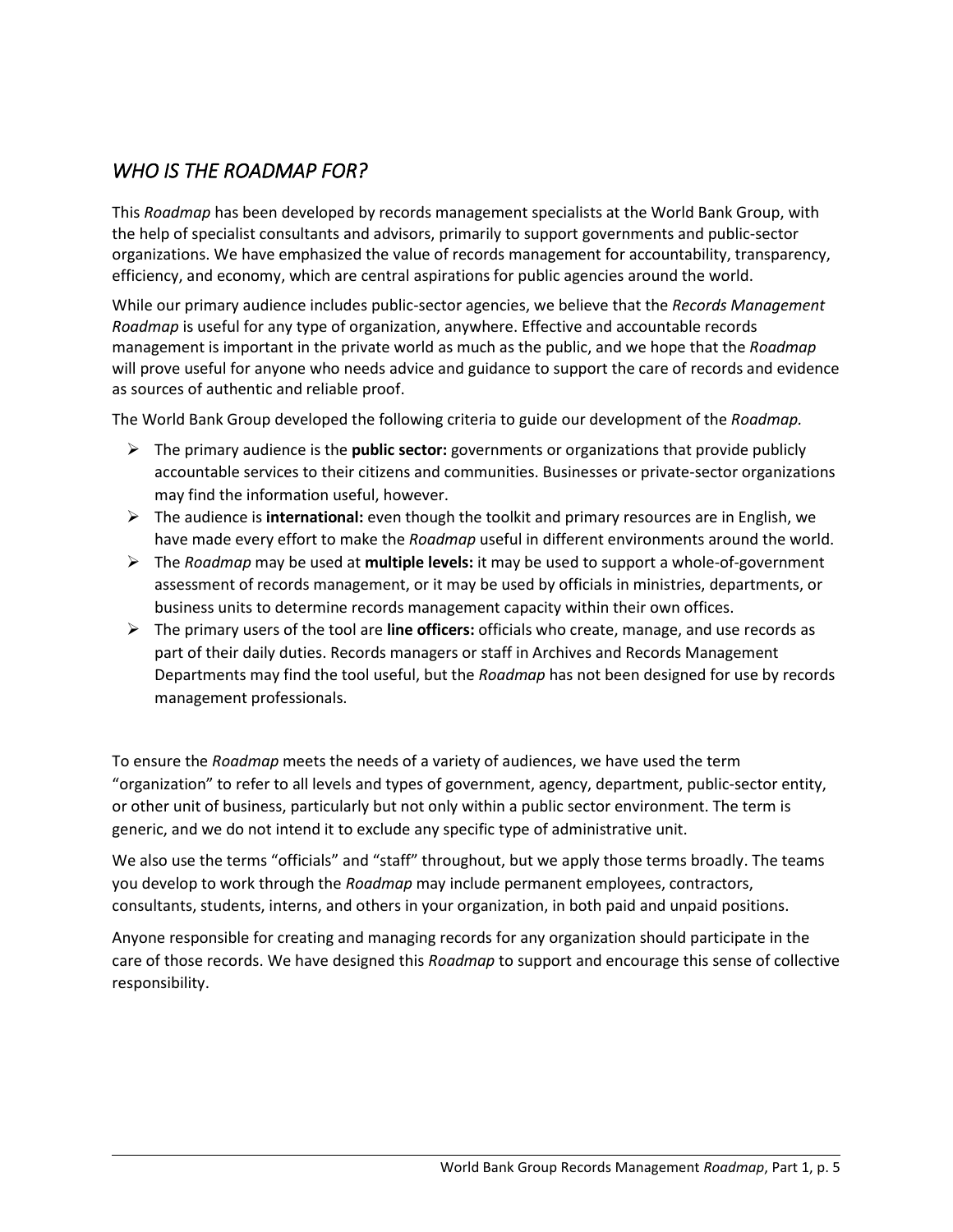## *WHO IS THE ROADMAP FOR?*

This *Roadmap* has been developed by records management specialists at the World Bank Group, with the help of specialist consultants and advisors, primarily to support governments and public-sector organizations. We have emphasized the value of records management for accountability, transparency, efficiency, and economy, which are central aspirations for public agencies around the world.

While our primary audience includes public-sector agencies, we believe that the *Records Management Roadmap* is useful for any type of organization, anywhere. Effective and accountable records management is important in the private world as much as the public, and we hope that the *Roadmap* will prove useful for anyone who needs advice and guidance to support the care of records and evidence as sources of authentic and reliable proof.

The World Bank Group developed the following criteria to guide our development of the *Roadmap.*

- The primary audience is the **public sector:** governments or organizations that provide publicly accountable services to their citizens and communities. Businesses or private-sector organizations may find the information useful, however.
- The audience is **international:** even though the toolkit and primary resources are in English, we have made every effort to make the *Roadmap* useful in different environments around the world.
- The *Roadmap* may be used at **multiple levels:** it may be used to support a whole-of-government assessment of records management, or it may be used by officials in ministries, departments, or business units to determine records management capacity within their own offices.
- The primary users of the tool are **line officers:** officials who create, manage, and use records as part of their daily duties. Records managers or staff in Archives and Records Management Departments may find the tool useful, but the *Roadmap* has not been designed for use by records management professionals.

To ensure the *Roadmap* meets the needs of a variety of audiences, we have used the term "organization" to refer to all levels and types of government, agency, department, public-sector entity, or other unit of business, particularly but not only within a public sector environment. The term is generic, and we do not intend it to exclude any specific type of administrative unit.

We also use the terms "officials" and "staff" throughout, but we apply those terms broadly. The teams you develop to work through the *Roadmap* may include permanent employees, contractors, consultants, students, interns, and others in your organization, in both paid and unpaid positions.

Anyone responsible for creating and managing records for any organization should participate in the care of those records. We have designed this *Roadmap* to support and encourage this sense of collective responsibility.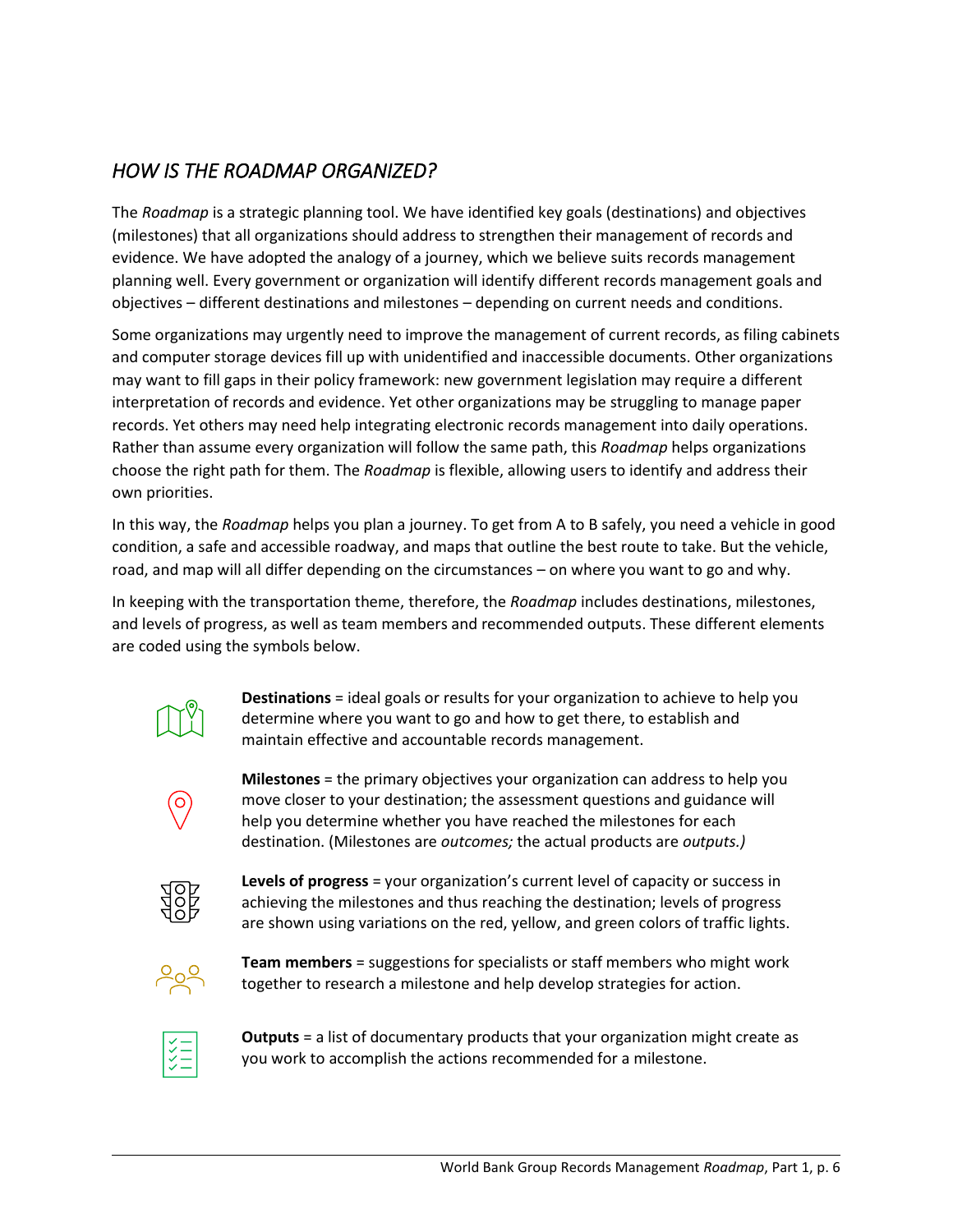## *HOW IS THE ROADMAP ORGANIZED?*

The *Roadmap* is a strategic planning tool. We have identified key goals (destinations) and objectives (milestones) that all organizations should address to strengthen their management of records and evidence. We have adopted the analogy of a journey, which we believe suits records management planning well. Every government or organization will identify different records management goals and objectives – different destinations and milestones – depending on current needs and conditions.

Some organizations may urgently need to improve the management of current records, as filing cabinets and computer storage devices fill up with unidentified and inaccessible documents. Other organizations may want to fill gaps in their policy framework: new government legislation may require a different interpretation of records and evidence. Yet other organizations may be struggling to manage paper records. Yet others may need help integrating electronic records management into daily operations. Rather than assume every organization will follow the same path, this *Roadmap* helps organizations choose the right path for them. The *Roadmap* is flexible, allowing users to identify and address their own priorities.

In this way, the *Roadmap* helps you plan a journey. To get from A to B safely, you need a vehicle in good condition, a safe and accessible roadway, and maps that outline the best route to take. But the vehicle, road, and map will all differ depending on the circumstances – on where you want to go and why.

In keeping with the transportation theme, therefore, the *Roadmap* includes destinations, milestones, and levels of progress, as well as team members and recommended outputs. These different elements are coded using the symbols below.

**Destinations** = ideal goals or results for your organization to achieve to help you determine where you want to go and how to get there, to establish and maintain effective and accountable records management.

**Milestones** = the primary objectives your organization can address to help you move closer to your destination; the assessment questions and guidance will help you determine whether you have reached the milestones for each destination. (Milestones are *outcomes;* the actual products are *outputs.)*

**Levels of progress** = your organization's current level of capacity or success in achieving the milestones and thus reaching the destination; levels of progress are shown using variations on the red, yellow, and green colors of traffic lights.

**Team members** = suggestions for specialists or staff members who might work together to research a milestone and help develop strategies for action.

**Outputs** = a list of documentary products that your organization might create as you work to accomplish the actions recommended for a milestone.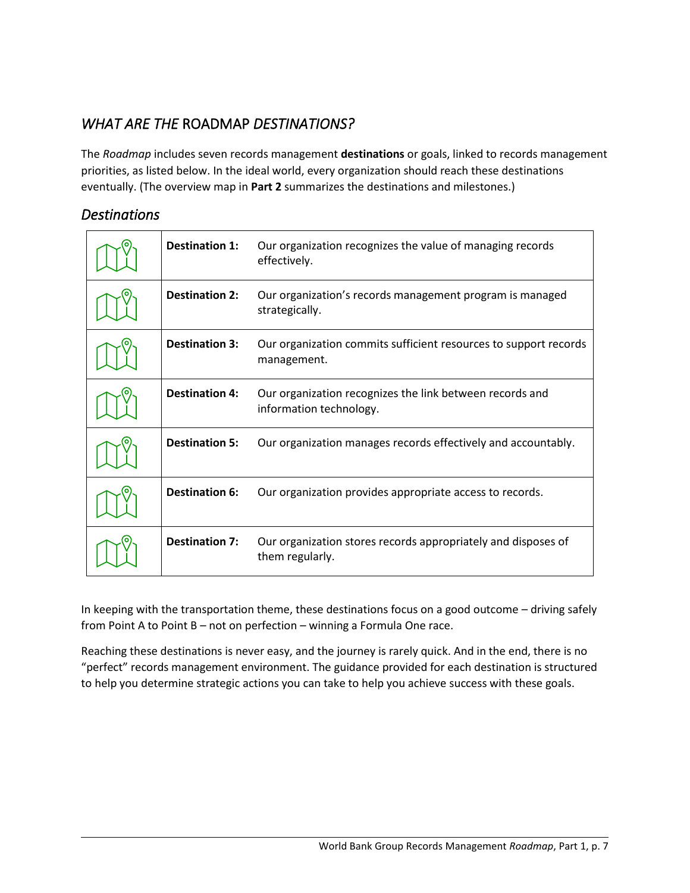## *WHAT ARE THE* ROADMAP *DESTINATIONS?*

The *Roadmap* includes seven records management **destinations** or goals, linked to records management priorities, as listed below. In the ideal world, every organization should reach these destinations eventually. (The overview map in **Part 2** summarizes the destinations and milestones.)

### *Destinations*

| | | |
|---|---|---|
| | **Destination 1:** | Our organization recognizes the value of managing records effectively. |
| | **Destination 2:** | Our organization's records management program is managed strategically. |
| | **Destination 3:** | Our organization commits sufficient resources to support records management. |
| | **Destination 4:** | Our organization recognizes the link between records and information technology. |
| | **Destination 5:** | Our organization manages records effectively and accountably. |
| | **Destination 6:** | Our organization provides appropriate access to records. |
| | **Destination 7:** | Our organization stores records appropriately and disposes of them regularly. |

In keeping with the transportation theme, these destinations focus on a good outcome – driving safely from Point A to Point B – not on perfection – winning a Formula One race.

Reaching these destinations is never easy, and the journey is rarely quick. And in the end, there is no "perfect" records management environment. The guidance provided for each destination is structured to help you determine strategic actions you can take to help you achieve success with these goals.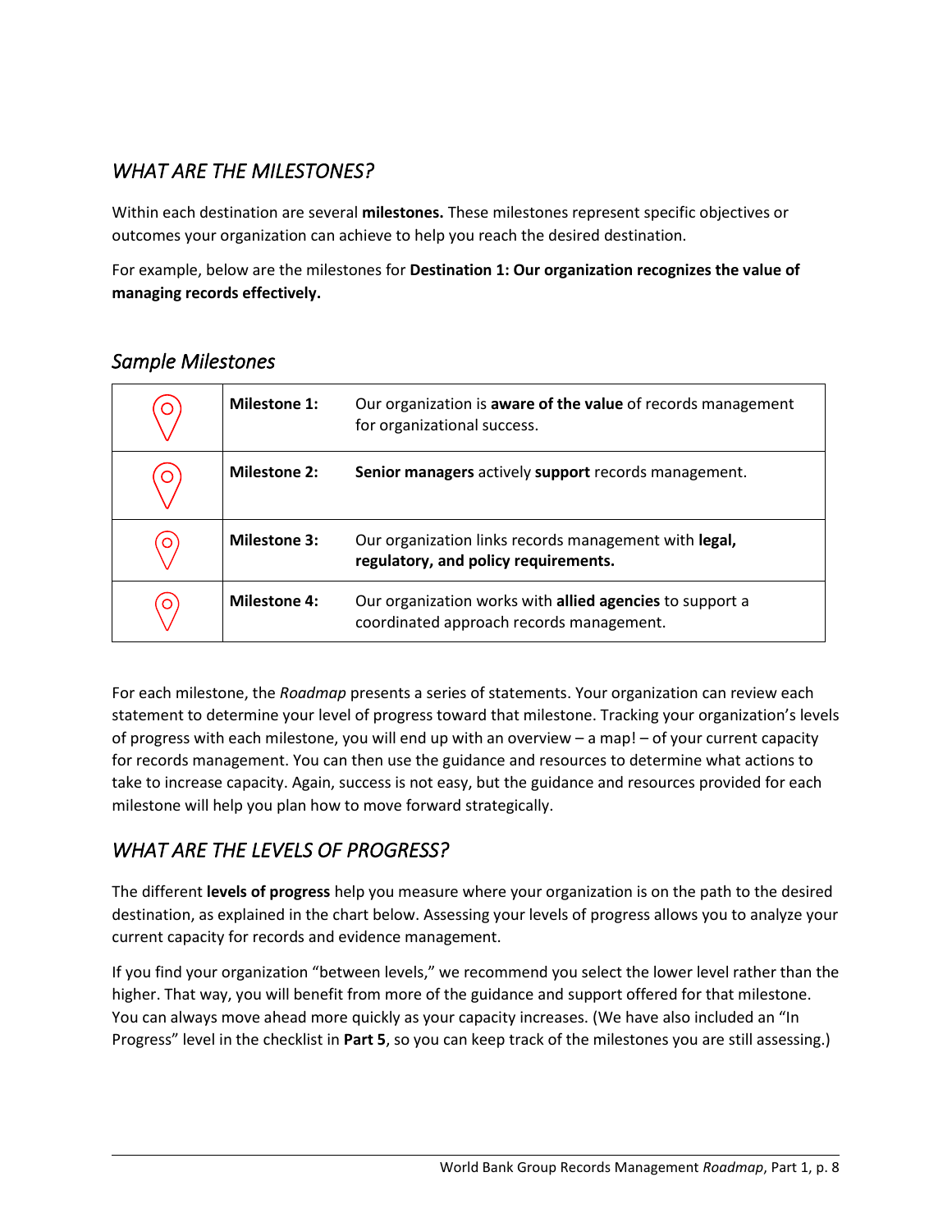## *WHAT ARE THE MILESTONES?*

Within each destination are several **milestones.** These milestones represent specific objectives or outcomes your organization can achieve to help you reach the desired destination.

For example, below are the milestones for **Destination 1: Our organization recognizes the value of managing records effectively.**

### *Sample Milestones*

| | | |
|---|---|---|
| | **Milestone 1:** | Our organization is **aware of the value** of records management for organizational success. |
| | **Milestone 2:** | **Senior managers** actively **support** records management. |
| | **Milestone 3:** | Our organization links records management with **legal, regulatory, and policy requirements.** |
| | **Milestone 4:** | Our organization works with **allied agencies** to support a coordinated approach records management. |

For each milestone, the *Roadmap* presents a series of statements. Your organization can review each statement to determine your level of progress toward that milestone. Tracking your organization's levels of progress with each milestone, you will end up with an overview – a map! – of your current capacity for records management. You can then use the guidance and resources to determine what actions to take to increase capacity. Again, success is not easy, but the guidance and resources provided for each milestone will help you plan how to move forward strategically.

## *WHAT ARE THE LEVELS OF PROGRESS?*

The different **levels of progress** help you measure where your organization is on the path to the desired destination, as explained in the chart below. Assessing your levels of progress allows you to analyze your current capacity for records and evidence management.

If you find your organization "between levels," we recommend you select the lower level rather than the higher. That way, you will benefit from more of the guidance and support offered for that milestone. You can always move ahead more quickly as your capacity increases. (We have also included an "In Progress" level in the checklist in **Part 5**, so you can keep track of the milestones you are still assessing.)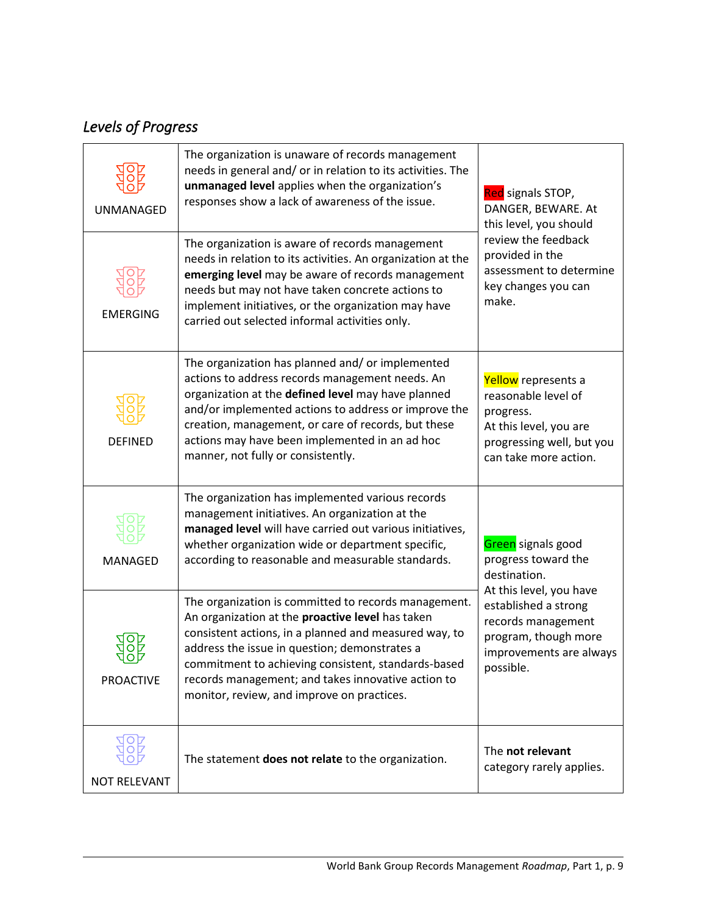## *Levels of Progress*

| Level | Description | Signal |
|---|---|---|
| UNMANAGED | The organization is unaware of records management needs in general and/ or in relation to its activities. The **unmanaged level** applies when the organization's responses show a lack of awareness of the issue. | Red signals STOP, DANGER, BEWARE. At this level, you should review the feedback provided in the assessment to determine key changes you can make. |
| EMERGING | The organization is aware of records management needs in relation to its activities. An organization at the **emerging level** may be aware of records management needs but may not have taken concrete actions to implement initiatives, or the organization may have carried out selected informal activities only. | |
| DEFINED | The organization has planned and/ or implemented actions to address records management needs. An organization at the **defined level** may have planned and/or implemented actions to address or improve the creation, management, or care of records, but these actions may have been implemented in an ad hoc manner, not fully or consistently. | Yellow represents a reasonable level of progress. At this level, you are progressing well, but you can take more action. |
| MANAGED | The organization has implemented various records management initiatives. An organization at the **managed level** will have carried out various initiatives, whether organization wide or department specific, according to reasonable and measurable standards. | Green signals good progress toward the destination. At this level, you have established a strong records management program, though more improvements are always possible. |
| PROACTIVE | The organization is committed to records management. An organization at the **proactive level** has taken consistent actions, in a planned and measured way, to address the issue in question; demonstrates a commitment to achieving consistent, standards-based records management; and takes innovative action to monitor, review, and improve on practices. | |
| NOT RELEVANT | The statement **does not relate** to the organization. | The **not relevant** category rarely applies. |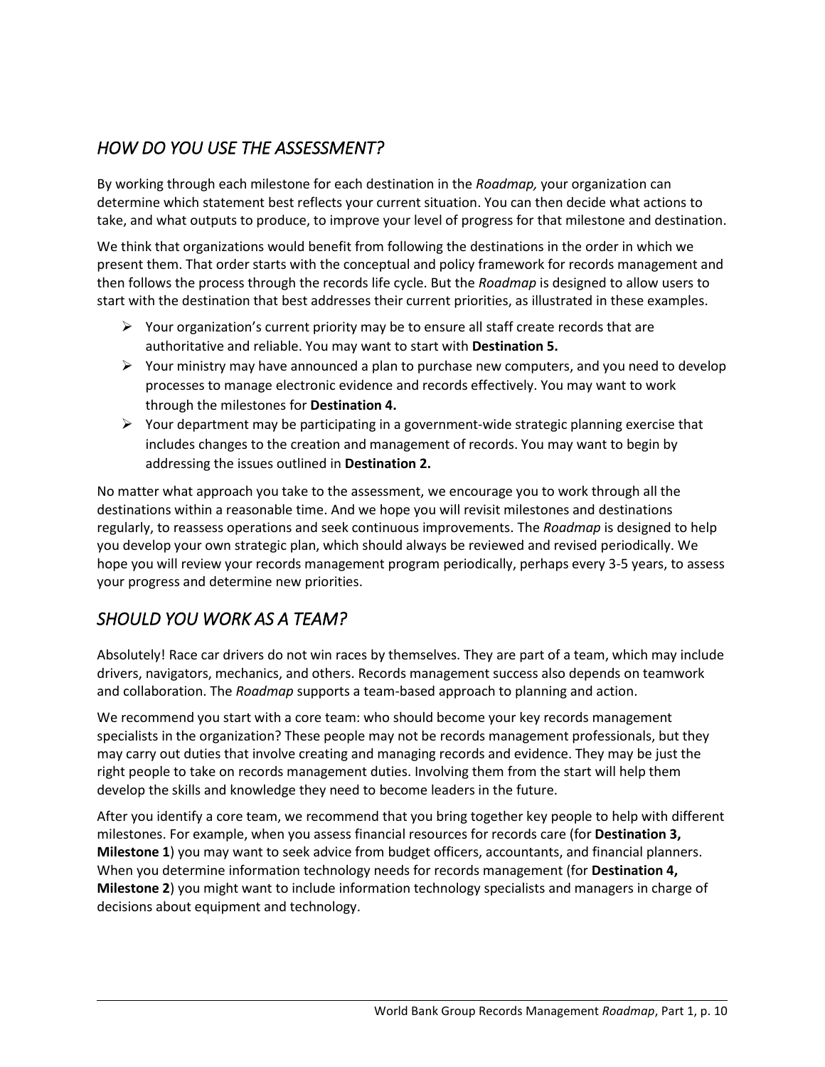## *HOW DO YOU USE THE ASSESSMENT?*

By working through each milestone for each destination in the *Roadmap,* your organization can determine which statement best reflects your current situation. You can then decide what actions to take, and what outputs to produce, to improve your level of progress for that milestone and destination.

We think that organizations would benefit from following the destinations in the order in which we present them. That order starts with the conceptual and policy framework for records management and then follows the process through the records life cycle. But the *Roadmap* is designed to allow users to start with the destination that best addresses their current priorities, as illustrated in these examples.

- Your organization's current priority may be to ensure all staff create records that are authoritative and reliable. You may want to start with **Destination 5.**
- Your ministry may have announced a plan to purchase new computers, and you need to develop processes to manage electronic evidence and records effectively. You may want to work through the milestones for **Destination 4.**
- Your department may be participating in a government-wide strategic planning exercise that includes changes to the creation and management of records. You may want to begin by addressing the issues outlined in **Destination 2.**

No matter what approach you take to the assessment, we encourage you to work through all the destinations within a reasonable time. And we hope you will revisit milestones and destinations regularly, to reassess operations and seek continuous improvements. The *Roadmap* is designed to help you develop your own strategic plan, which should always be reviewed and revised periodically. We hope you will review your records management program periodically, perhaps every 3-5 years, to assess your progress and determine new priorities.

## *SHOULD YOU WORK AS A TEAM?*

Absolutely! Race car drivers do not win races by themselves. They are part of a team, which may include drivers, navigators, mechanics, and others. Records management success also depends on teamwork and collaboration. The *Roadmap* supports a team-based approach to planning and action.

We recommend you start with a core team: who should become your key records management specialists in the organization? These people may not be records management professionals, but they may carry out duties that involve creating and managing records and evidence. They may be just the right people to take on records management duties. Involving them from the start will help them develop the skills and knowledge they need to become leaders in the future.

After you identify a core team, we recommend that you bring together key people to help with different milestones. For example, when you assess financial resources for records care (for **Destination 3, Milestone 1**) you may want to seek advice from budget officers, accountants, and financial planners. When you determine information technology needs for records management (for **Destination 4, Milestone 2**) you might want to include information technology specialists and managers in charge of decisions about equipment and technology.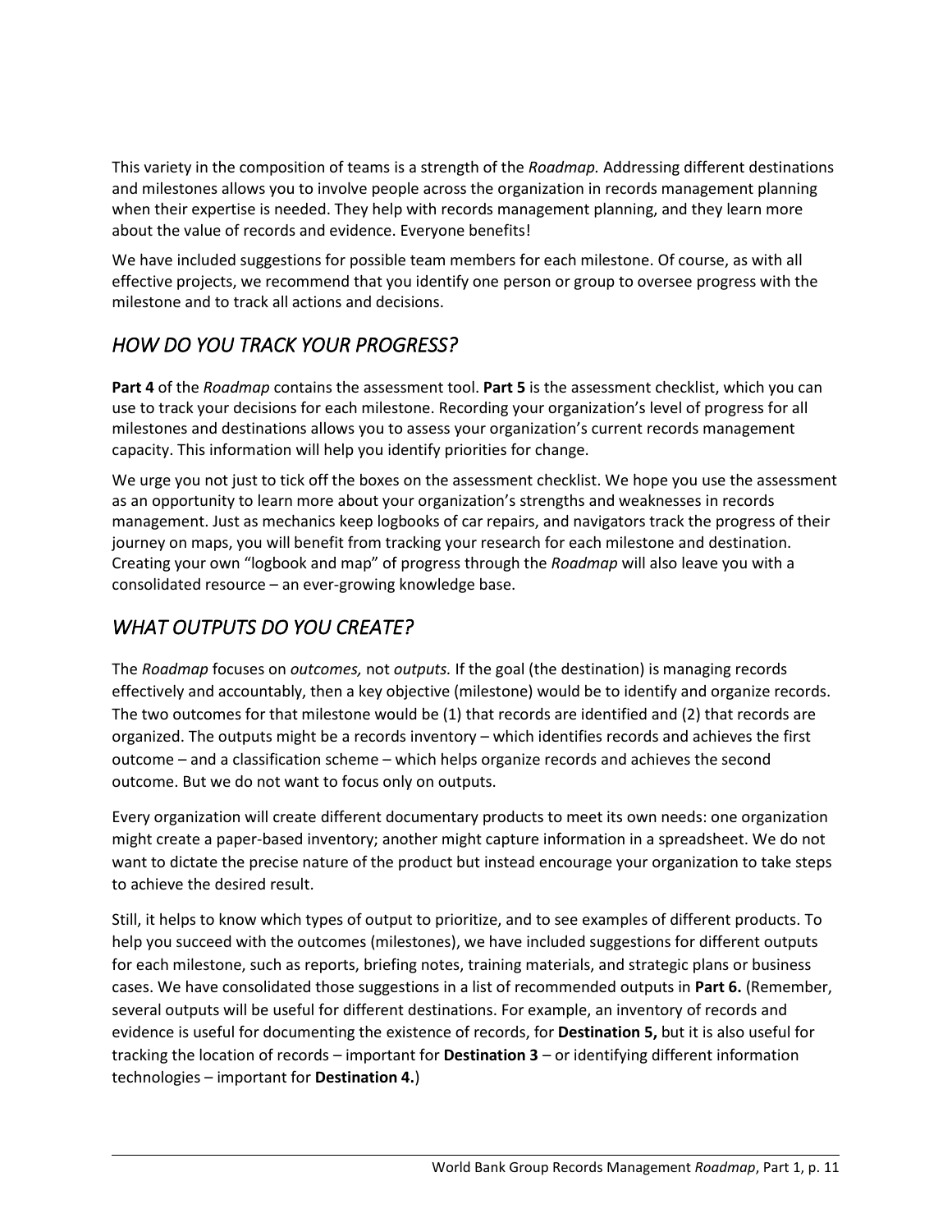This variety in the composition of teams is a strength of the *Roadmap.* Addressing different destinations and milestones allows you to involve people across the organization in records management planning when their expertise is needed. They help with records management planning, and they learn more about the value of records and evidence. Everyone benefits!

We have included suggestions for possible team members for each milestone. Of course, as with all effective projects, we recommend that you identify one person or group to oversee progress with the milestone and to track all actions and decisions.

## *HOW DO YOU TRACK YOUR PROGRESS?*

**Part 4** of the *Roadmap* contains the assessment tool. **Part 5** is the assessment checklist, which you can use to track your decisions for each milestone. Recording your organization's level of progress for all milestones and destinations allows you to assess your organization's current records management capacity. This information will help you identify priorities for change.

We urge you not just to tick off the boxes on the assessment checklist. We hope you use the assessment as an opportunity to learn more about your organization's strengths and weaknesses in records management. Just as mechanics keep logbooks of car repairs, and navigators track the progress of their journey on maps, you will benefit from tracking your research for each milestone and destination. Creating your own "logbook and map" of progress through the *Roadmap* will also leave you with a consolidated resource – an ever-growing knowledge base.

## *WHAT OUTPUTS DO YOU CREATE?*

The *Roadmap* focuses on *outcomes,* not *outputs.* If the goal (the destination) is managing records effectively and accountably, then a key objective (milestone) would be to identify and organize records. The two outcomes for that milestone would be (1) that records are identified and (2) that records are organized. The outputs might be a records inventory – which identifies records and achieves the first outcome – and a classification scheme – which helps organize records and achieves the second outcome. But we do not want to focus only on outputs.

Every organization will create different documentary products to meet its own needs: one organization might create a paper-based inventory; another might capture information in a spreadsheet. We do not want to dictate the precise nature of the product but instead encourage your organization to take steps to achieve the desired result.

Still, it helps to know which types of output to prioritize, and to see examples of different products. To help you succeed with the outcomes (milestones), we have included suggestions for different outputs for each milestone, such as reports, briefing notes, training materials, and strategic plans or business cases. We have consolidated those suggestions in a list of recommended outputs in **Part 6.** (Remember, several outputs will be useful for different destinations. For example, an inventory of records and evidence is useful for documenting the existence of records, for **Destination 5,** but it is also useful for tracking the location of records – important for **Destination 3** – or identifying different information technologies – important for **Destination 4.**)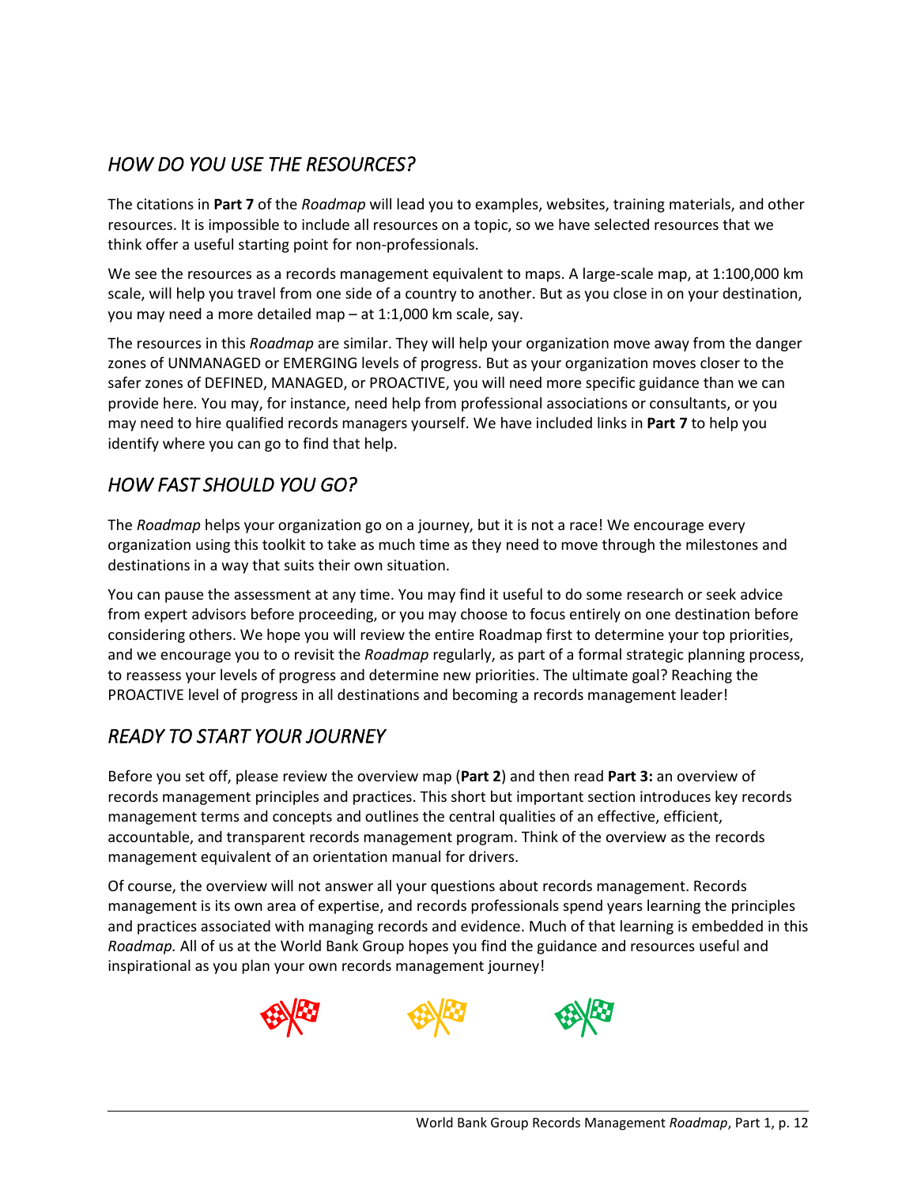## *HOW DO YOU USE THE RESOURCES?*

The citations in **Part 7** of the *Roadmap* will lead you to examples, websites, training materials, and other resources. It is impossible to include all resources on a topic, so we have selected resources that we think offer a useful starting point for non-professionals.

We see the resources as a records management equivalent to maps. A large-scale map, at 1:100,000 km scale, will help you travel from one side of a country to another. But as you close in on your destination, you may need a more detailed map – at 1:1,000 km scale, say.

The resources in this *Roadmap* are similar. They will help your organization move away from the danger zones of UNMANAGED or EMERGING levels of progress. But as your organization moves closer to the safer zones of DEFINED, MANAGED, or PROACTIVE, you will need more specific guidance than we can provide here. You may, for instance, need help from professional associations or consultants, or you may need to hire qualified records managers yourself. We have included links in **Part 7** to help you identify where you can go to find that help.

## *HOW FAST SHOULD YOU GO?*

The *Roadmap* helps your organization go on a journey, but it is not a race! We encourage every organization using this toolkit to take as much time as they need to move through the milestones and destinations in a way that suits their own situation.

You can pause the assessment at any time. You may find it useful to do some research or seek advice from expert advisors before proceeding, or you may choose to focus entirely on one destination before considering others. We hope you will review the entire Roadmap first to determine your top priorities, and we encourage you to o revisit the *Roadmap* regularly, as part of a formal strategic planning process, to reassess your levels of progress and determine new priorities. The ultimate goal? Reaching the PROACTIVE level of progress in all destinations and becoming a records management leader!

## *READY TO START YOUR JOURNEY*

Before you set off, please review the overview map (**Part 2**) and then read **Part 3:** an overview of records management principles and practices. This short but important section introduces key records management terms and concepts and outlines the central qualities of an effective, efficient, accountable, and transparent records management program. Think of the overview as the records management equivalent of an orientation manual for drivers.

Of course, the overview will not answer all your questions about records management. Records management is its own area of expertise, and records professionals spend years learning the principles and practices associated with managing records and evidence. Much of that learning is embedded in this *Roadmap.* All of us at the World Bank Group hopes you find the guidance and resources useful and inspirational as you plan your own records management journey!